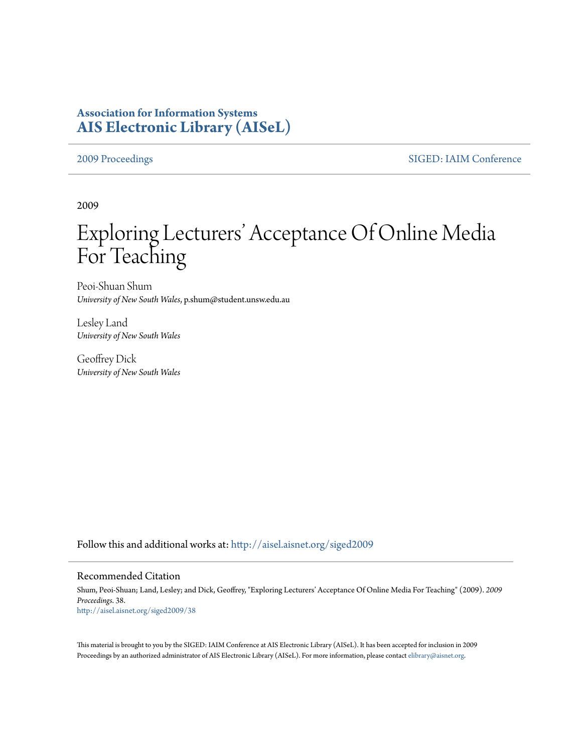**Association for Information Systems**
**AIS Electronic Library (AISeL)**

2009 Proceedings | SIGED: IAIM Conference

2009

# Exploring Lecturers' Acceptance Of Online Media For Teaching

Peoi-Shuan Shum
*University of New South Wales*, p.shum@student.unsw.edu.au

Lesley Land
*University of New South Wales*

Geoffrey Dick
*University of New South Wales*

Follow this and additional works at: http://aisel.aisnet.org/siged2009

## Recommended Citation

Shum, Peoi-Shuan; Land, Lesley; and Dick, Geoffrey, "Exploring Lecturers' Acceptance Of Online Media For Teaching" (2009). *2009 Proceedings*. 38.
http://aisel.aisnet.org/siged2009/38

This material is brought to you by the SIGED: IAIM Conference at AIS Electronic Library (AISeL). It has been accepted for inclusion in 2009 Proceedings by an authorized administrator of AIS Electronic Library (AISeL). For more information, please contact elibrary@aisnet.org.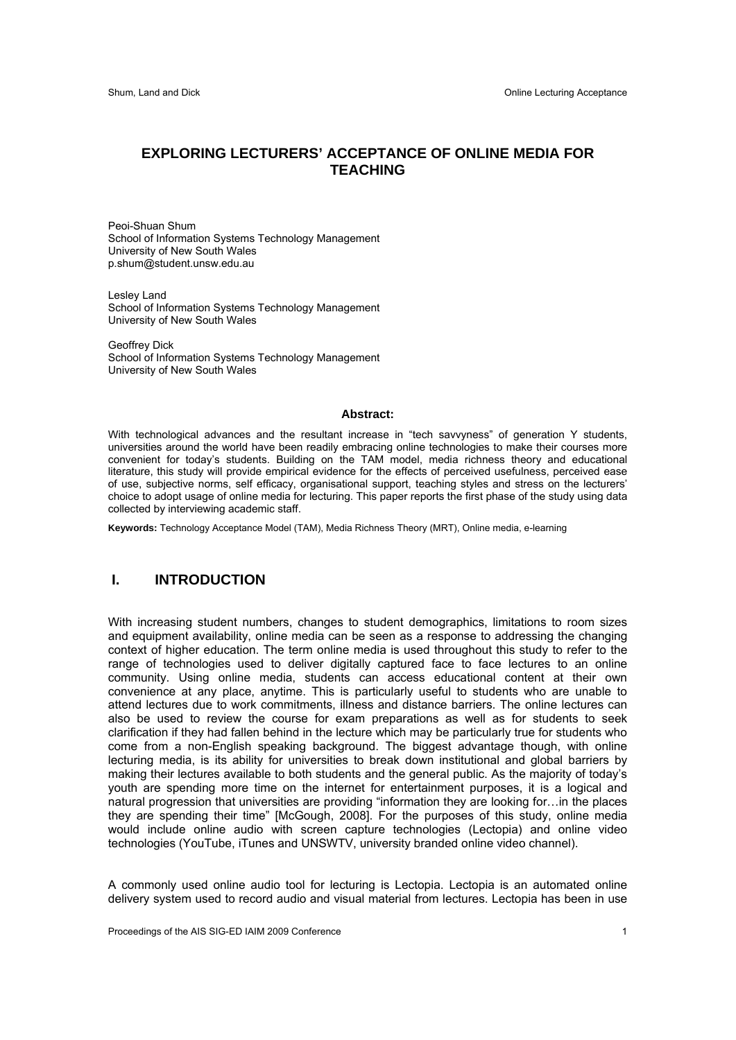# EXPLORING LECTURERS' ACCEPTANCE OF ONLINE MEDIA FOR TEACHING

Peoi-Shuan Shum
School of Information Systems Technology Management
University of New South Wales
p.shum@student.unsw.edu.au

Lesley Land
School of Information Systems Technology Management
University of New South Wales

Geoffrey Dick
School of Information Systems Technology Management
University of New South Wales

**Abstract:**

With technological advances and the resultant increase in "tech savvyness" of generation Y students, universities around the world have been readily embracing online technologies to make their courses more convenient for today's students. Building on the TAM model, media richness theory and educational literature, this study will provide empirical evidence for the effects of perceived usefulness, perceived ease of use, subjective norms, self efficacy, organisational support, teaching styles and stress on the lecturers' choice to adopt usage of online media for lecturing. This paper reports the first phase of the study using data collected by interviewing academic staff.

**Keywords:** Technology Acceptance Model (TAM), Media Richness Theory (MRT), Online media, e-learning

## I. INTRODUCTION

With increasing student numbers, changes to student demographics, limitations to room sizes and equipment availability, online media can be seen as a response to addressing the changing context of higher education. The term online media is used throughout this study to refer to the range of technologies used to deliver digitally captured face to face lectures to an online community. Using online media, students can access educational content at their own convenience at any place, anytime. This is particularly useful to students who are unable to attend lectures due to work commitments, illness and distance barriers. The online lectures can also be used to review the course for exam preparations as well as for students to seek clarification if they had fallen behind in the lecture which may be particularly true for students who come from a non-English speaking background. The biggest advantage though, with online lecturing media, is its ability for universities to break down institutional and global barriers by making their lectures available to both students and the general public. As the majority of today's youth are spending more time on the internet for entertainment purposes, it is a logical and natural progression that universities are providing "information they are looking for…in the places they are spending their time" [McGough, 2008]. For the purposes of this study, online media would include online audio with screen capture technologies (Lectopia) and online video technologies (YouTube, iTunes and UNSWTV, university branded online video channel).

A commonly used online audio tool for lecturing is Lectopia. Lectopia is an automated online delivery system used to record audio and visual material from lectures. Lectopia has been in use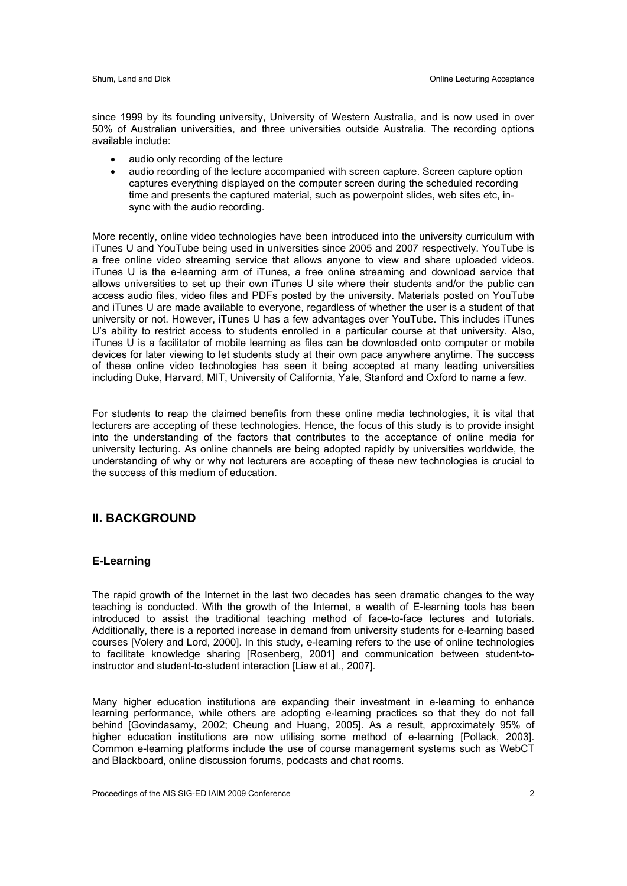since 1999 by its founding university, University of Western Australia, and is now used in over 50% of Australian universities, and three universities outside Australia. The recording options available include:

- audio only recording of the lecture
- audio recording of the lecture accompanied with screen capture. Screen capture option captures everything displayed on the computer screen during the scheduled recording time and presents the captured material, such as powerpoint slides, web sites etc, in-sync with the audio recording.

More recently, online video technologies have been introduced into the university curriculum with iTunes U and YouTube being used in universities since 2005 and 2007 respectively. YouTube is a free online video streaming service that allows anyone to view and share uploaded videos. iTunes U is the e-learning arm of iTunes, a free online streaming and download service that allows universities to set up their own iTunes U site where their students and/or the public can access audio files, video files and PDFs posted by the university. Materials posted on YouTube and iTunes U are made available to everyone, regardless of whether the user is a student of that university or not. However, iTunes U has a few advantages over YouTube. This includes iTunes U's ability to restrict access to students enrolled in a particular course at that university. Also, iTunes U is a facilitator of mobile learning as files can be downloaded onto computer or mobile devices for later viewing to let students study at their own pace anywhere anytime. The success of these online video technologies has seen it being accepted at many leading universities including Duke, Harvard, MIT, University of California, Yale, Stanford and Oxford to name a few.

For students to reap the claimed benefits from these online media technologies, it is vital that lecturers are accepting of these technologies. Hence, the focus of this study is to provide insight into the understanding of the factors that contributes to the acceptance of online media for university lecturing. As online channels are being adopted rapidly by universities worldwide, the understanding of why or why not lecturers are accepting of these new technologies is crucial to the success of this medium of education.

## II. BACKGROUND

### E-Learning

The rapid growth of the Internet in the last two decades has seen dramatic changes to the way teaching is conducted. With the growth of the Internet, a wealth of E-learning tools has been introduced to assist the traditional teaching method of face-to-face lectures and tutorials. Additionally, there is a reported increase in demand from university students for e-learning based courses [Volery and Lord, 2000]. In this study, e-learning refers to the use of online technologies to facilitate knowledge sharing [Rosenberg, 2001] and communication between student-to-instructor and student-to-student interaction [Liaw et al., 2007].

Many higher education institutions are expanding their investment in e-learning to enhance learning performance, while others are adopting e-learning practices so that they do not fall behind [Govindasamy, 2002; Cheung and Huang, 2005]. As a result, approximately 95% of higher education institutions are now utilising some method of e-learning [Pollack, 2003]. Common e-learning platforms include the use of course management systems such as WebCT and Blackboard, online discussion forums, podcasts and chat rooms.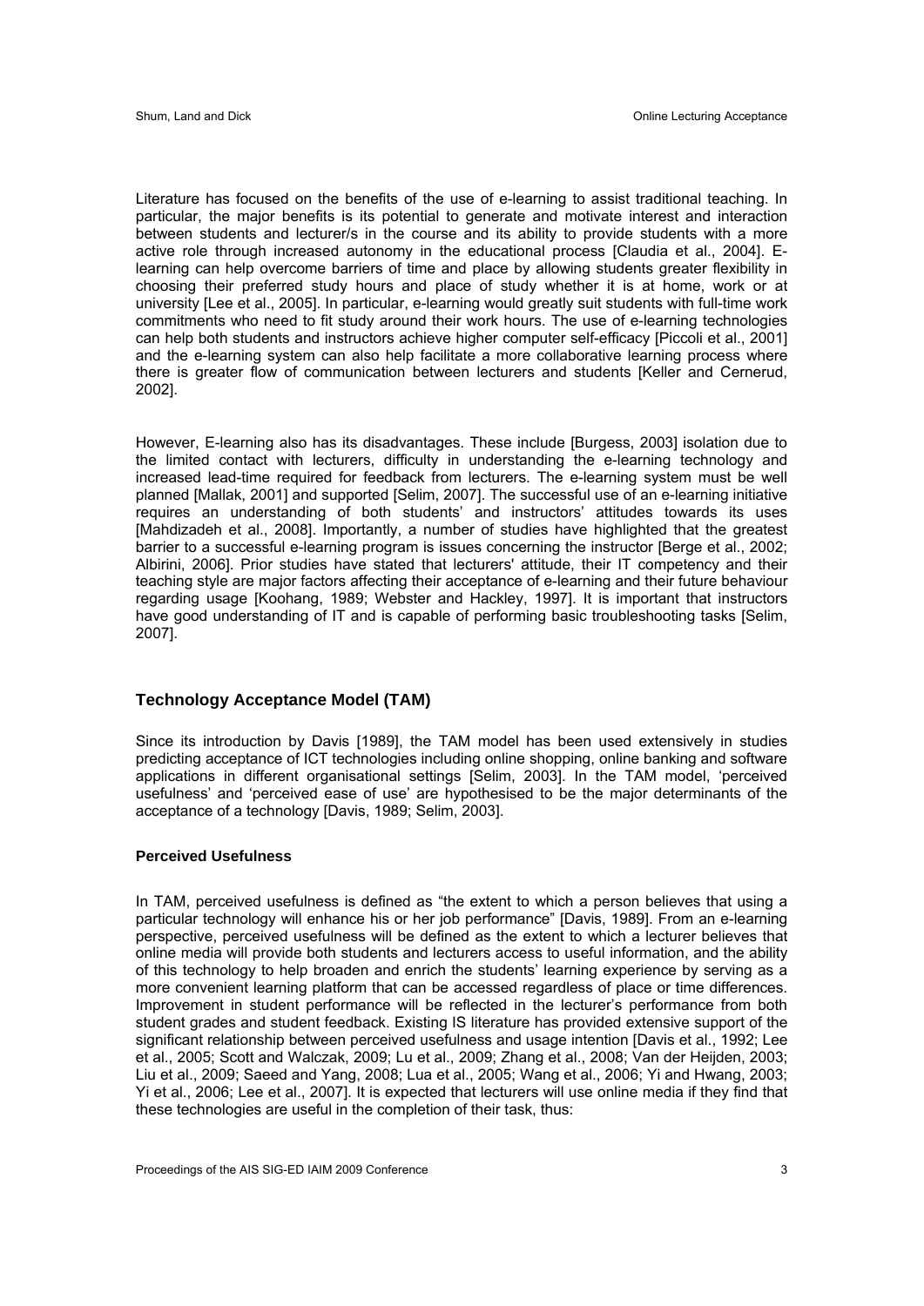Literature has focused on the benefits of the use of e-learning to assist traditional teaching. In particular, the major benefits is its potential to generate and motivate interest and interaction between students and lecturer/s in the course and its ability to provide students with a more active role through increased autonomy in the educational process [Claudia et al., 2004]. E-learning can help overcome barriers of time and place by allowing students greater flexibility in choosing their preferred study hours and place of study whether it is at home, work or at university [Lee et al., 2005]. In particular, e-learning would greatly suit students with full-time work commitments who need to fit study around their work hours. The use of e-learning technologies can help both students and instructors achieve higher computer self-efficacy [Piccoli et al., 2001] and the e-learning system can also help facilitate a more collaborative learning process where there is greater flow of communication between lecturers and students [Keller and Cernerud, 2002].

However, E-learning also has its disadvantages. These include [Burgess, 2003] isolation due to the limited contact with lecturers, difficulty in understanding the e-learning technology and increased lead-time required for feedback from lecturers. The e-learning system must be well planned [Mallak, 2001] and supported [Selim, 2007]. The successful use of an e-learning initiative requires an understanding of both students' and instructors' attitudes towards its uses [Mahdizadeh et al., 2008]. Importantly, a number of studies have highlighted that the greatest barrier to a successful e-learning program is issues concerning the instructor [Berge et al., 2002; Albirini, 2006]. Prior studies have stated that lecturers' attitude, their IT competency and their teaching style are major factors affecting their acceptance of e-learning and their future behaviour regarding usage [Koohang, 1989; Webster and Hackley, 1997]. It is important that instructors have good understanding of IT and is capable of performing basic troubleshooting tasks [Selim, 2007].

## Technology Acceptance Model (TAM)

Since its introduction by Davis [1989], the TAM model has been used extensively in studies predicting acceptance of ICT technologies including online shopping, online banking and software applications in different organisational settings [Selim, 2003]. In the TAM model, 'perceived usefulness' and 'perceived ease of use' are hypothesised to be the major determinants of the acceptance of a technology [Davis, 1989; Selim, 2003].

### Perceived Usefulness

In TAM, perceived usefulness is defined as "the extent to which a person believes that using a particular technology will enhance his or her job performance" [Davis, 1989]. From an e-learning perspective, perceived usefulness will be defined as the extent to which a lecturer believes that online media will provide both students and lecturers access to useful information, and the ability of this technology to help broaden and enrich the students' learning experience by serving as a more convenient learning platform that can be accessed regardless of place or time differences. Improvement in student performance will be reflected in the lecturer's performance from both student grades and student feedback. Existing IS literature has provided extensive support of the significant relationship between perceived usefulness and usage intention [Davis et al., 1992; Lee et al., 2005; Scott and Walczak, 2009; Lu et al., 2009; Zhang et al., 2008; Van der Heijden, 2003; Liu et al., 2009; Saeed and Yang, 2008; Lua et al., 2005; Wang et al., 2006; Yi and Hwang, 2003; Yi et al., 2006; Lee et al., 2007]. It is expected that lecturers will use online media if they find that these technologies are useful in the completion of their task, thus: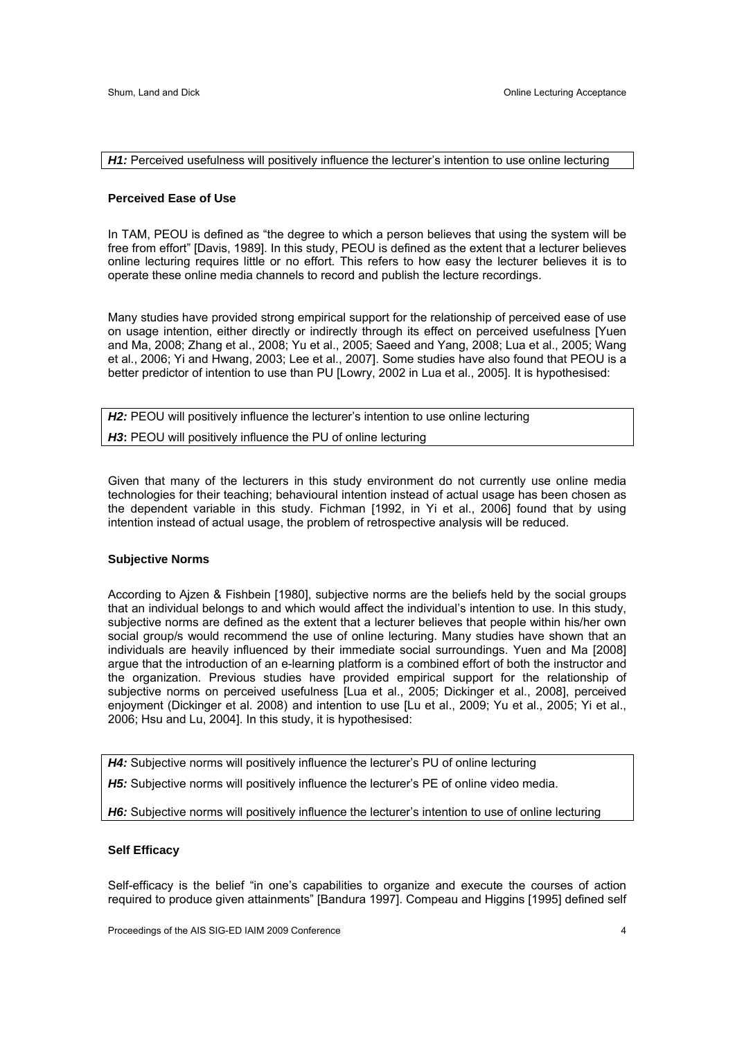*H1:* Perceived usefulness will positively influence the lecturer's intention to use online lecturing

### Perceived Ease of Use

In TAM, PEOU is defined as "the degree to which a person believes that using the system will be free from effort" [Davis, 1989]. In this study, PEOU is defined as the extent that a lecturer believes online lecturing requires little or no effort. This refers to how easy the lecturer believes it is to operate these online media channels to record and publish the lecture recordings.

Many studies have provided strong empirical support for the relationship of perceived ease of use on usage intention, either directly or indirectly through its effect on perceived usefulness [Yuen and Ma, 2008; Zhang et al., 2008; Yu et al., 2005; Saeed and Yang, 2008; Lua et al., 2005; Wang et al., 2006; Yi and Hwang, 2003; Lee et al., 2007]. Some studies have also found that PEOU is a better predictor of intention to use than PU [Lowry, 2002 in Lua et al., 2005]. It is hypothesised:

*H2:* PEOU will positively influence the lecturer's intention to use online lecturing

***H3*:** PEOU will positively influence the PU of online lecturing

Given that many of the lecturers in this study environment do not currently use online media technologies for their teaching; behavioural intention instead of actual usage has been chosen as the dependent variable in this study. Fichman [1992, in Yi et al., 2006] found that by using intention instead of actual usage, the problem of retrospective analysis will be reduced.

### Subjective Norms

According to Ajzen & Fishbein [1980], subjective norms are the beliefs held by the social groups that an individual belongs to and which would affect the individual's intention to use. In this study, subjective norms are defined as the extent that a lecturer believes that people within his/her own social group/s would recommend the use of online lecturing. Many studies have shown that an individuals are heavily influenced by their immediate social surroundings. Yuen and Ma [2008] argue that the introduction of an e-learning platform is a combined effort of both the instructor and the organization. Previous studies have provided empirical support for the relationship of subjective norms on perceived usefulness [Lua et al., 2005; Dickinger et al., 2008], perceived enjoyment (Dickinger et al. 2008) and intention to use [Lu et al., 2009; Yu et al., 2005; Yi et al., 2006; Hsu and Lu, 2004]. In this study, it is hypothesised:

*H4:* Subjective norms will positively influence the lecturer's PU of online lecturing

*H5:* Subjective norms will positively influence the lecturer's PE of online video media.

*H6:* Subjective norms will positively influence the lecturer's intention to use of online lecturing

### Self Efficacy

Self-efficacy is the belief "in one's capabilities to organize and execute the courses of action required to produce given attainments" [Bandura 1997]. Compeau and Higgins [1995] defined self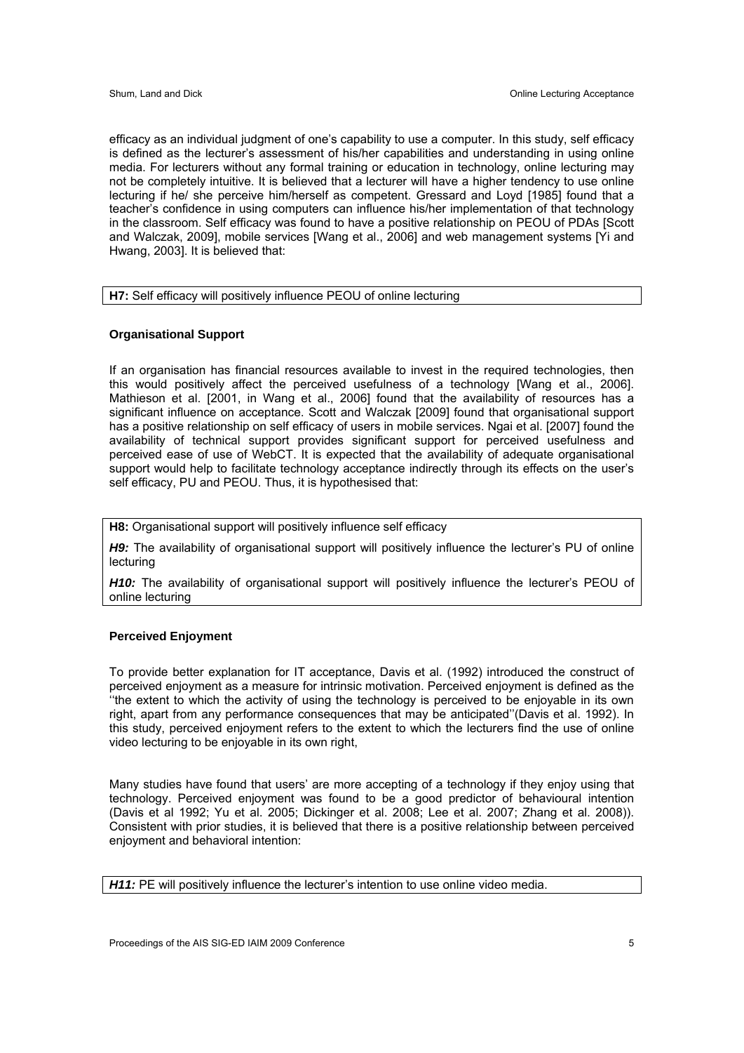efficacy as an individual judgment of one's capability to use a computer. In this study, self efficacy is defined as the lecturer's assessment of his/her capabilities and understanding in using online media. For lecturers without any formal training or education in technology, online lecturing may not be completely intuitive. It is believed that a lecturer will have a higher tendency to use online lecturing if he/ she perceive him/herself as competent. Gressard and Loyd [1985] found that a teacher's confidence in using computers can influence his/her implementation of that technology in the classroom. Self efficacy was found to have a positive relationship on PEOU of PDAs [Scott and Walczak, 2009], mobile services [Wang et al., 2006] and web management systems [Yi and Hwang, 2003]. It is believed that:

**H7:** Self efficacy will positively influence PEOU of online lecturing

### Organisational Support

If an organisation has financial resources available to invest in the required technologies, then this would positively affect the perceived usefulness of a technology [Wang et al., 2006]. Mathieson et al. [2001, in Wang et al., 2006] found that the availability of resources has a significant influence on acceptance. Scott and Walczak [2009] found that organisational support has a positive relationship on self efficacy of users in mobile services. Ngai et al. [2007] found the availability of technical support provides significant support for perceived usefulness and perceived ease of use of WebCT. It is expected that the availability of adequate organisational support would help to facilitate technology acceptance indirectly through its effects on the user's self efficacy, PU and PEOU. Thus, it is hypothesised that:

**H8:** Organisational support will positively influence self efficacy

***H9:*** The availability of organisational support will positively influence the lecturer's PU of online lecturing

***H10:*** The availability of organisational support will positively influence the lecturer's PEOU of online lecturing

### Perceived Enjoyment

To provide better explanation for IT acceptance, Davis et al. (1992) introduced the construct of perceived enjoyment as a measure for intrinsic motivation. Perceived enjoyment is defined as the ''the extent to which the activity of using the technology is perceived to be enjoyable in its own right, apart from any performance consequences that may be anticipated''(Davis et al. 1992). In this study, perceived enjoyment refers to the extent to which the lecturers find the use of online video lecturing to be enjoyable in its own right,

Many studies have found that users' are more accepting of a technology if they enjoy using that technology. Perceived enjoyment was found to be a good predictor of behavioural intention (Davis et al 1992; Yu et al. 2005; Dickinger et al. 2008; Lee et al. 2007; Zhang et al. 2008)). Consistent with prior studies, it is believed that there is a positive relationship between perceived enjoyment and behavioral intention:

***H11:*** PE will positively influence the lecturer's intention to use online video media.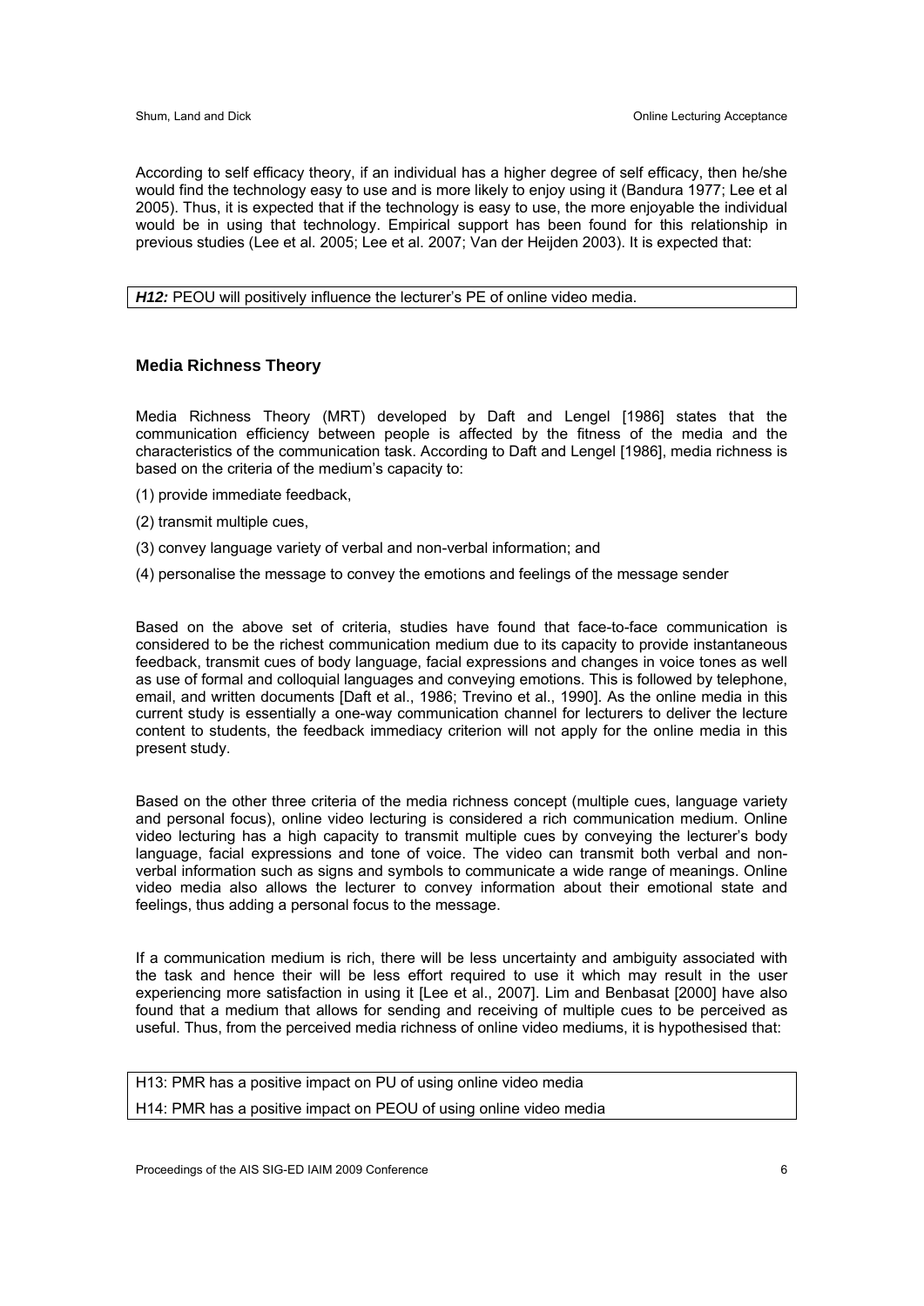According to self efficacy theory, if an individual has a higher degree of self efficacy, then he/she would find the technology easy to use and is more likely to enjoy using it (Bandura 1977; Lee et al 2005). Thus, it is expected that if the technology is easy to use, the more enjoyable the individual would be in using that technology. Empirical support has been found for this relationship in previous studies (Lee et al. 2005; Lee et al. 2007; Van der Heijden 2003). It is expected that:

***H12:*** PEOU will positively influence the lecturer's PE of online video media.

### Media Richness Theory

Media Richness Theory (MRT) developed by Daft and Lengel [1986] states that the communication efficiency between people is affected by the fitness of the media and the characteristics of the communication task. According to Daft and Lengel [1986], media richness is based on the criteria of the medium's capacity to:

(1) provide immediate feedback,

(2) transmit multiple cues,

(3) convey language variety of verbal and non-verbal information; and

(4) personalise the message to convey the emotions and feelings of the message sender

Based on the above set of criteria, studies have found that face-to-face communication is considered to be the richest communication medium due to its capacity to provide instantaneous feedback, transmit cues of body language, facial expressions and changes in voice tones as well as use of formal and colloquial languages and conveying emotions. This is followed by telephone, email, and written documents [Daft et al., 1986; Trevino et al., 1990]. As the online media in this current study is essentially a one-way communication channel for lecturers to deliver the lecture content to students, the feedback immediacy criterion will not apply for the online media in this present study.

Based on the other three criteria of the media richness concept (multiple cues, language variety and personal focus), online video lecturing is considered a rich communication medium. Online video lecturing has a high capacity to transmit multiple cues by conveying the lecturer's body language, facial expressions and tone of voice. The video can transmit both verbal and non-verbal information such as signs and symbols to communicate a wide range of meanings. Online video media also allows the lecturer to convey information about their emotional state and feelings, thus adding a personal focus to the message.

If a communication medium is rich, there will be less uncertainty and ambiguity associated with the task and hence their will be less effort required to use it which may result in the user experiencing more satisfaction in using it [Lee et al., 2007]. Lim and Benbasat [2000] have also found that a medium that allows for sending and receiving of multiple cues to be perceived as useful. Thus, from the perceived media richness of online video mediums, it is hypothesised that:

H13: PMR has a positive impact on PU of using online video media

H14: PMR has a positive impact on PEOU of using online video media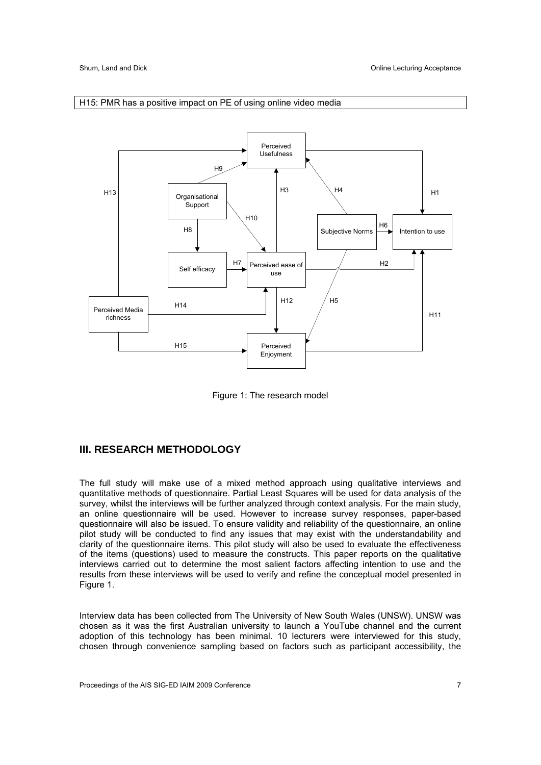H15: PMR has a positive impact on PE of using online video media

Figure 1: The research model

## III. RESEARCH METHODOLOGY

The full study will make use of a mixed method approach using qualitative interviews and quantitative methods of questionnaire. Partial Least Squares will be used for data analysis of the survey, whilst the interviews will be further analyzed through context analysis. For the main study, an online questionnaire will be used. However to increase survey responses, paper-based questionnaire will also be issued. To ensure validity and reliability of the questionnaire, an online pilot study will be conducted to find any issues that may exist with the understandability and clarity of the questionnaire items. This pilot study will also be used to evaluate the effectiveness of the items (questions) used to measure the constructs. This paper reports on the qualitative interviews carried out to determine the most salient factors affecting intention to use and the results from these interviews will be used to verify and refine the conceptual model presented in Figure 1.

Interview data has been collected from The University of New South Wales (UNSW). UNSW was chosen as it was the first Australian university to launch a YouTube channel and the current adoption of this technology has been minimal. 10 lecturers were interviewed for this study, chosen through convenience sampling based on factors such as participant accessibility, the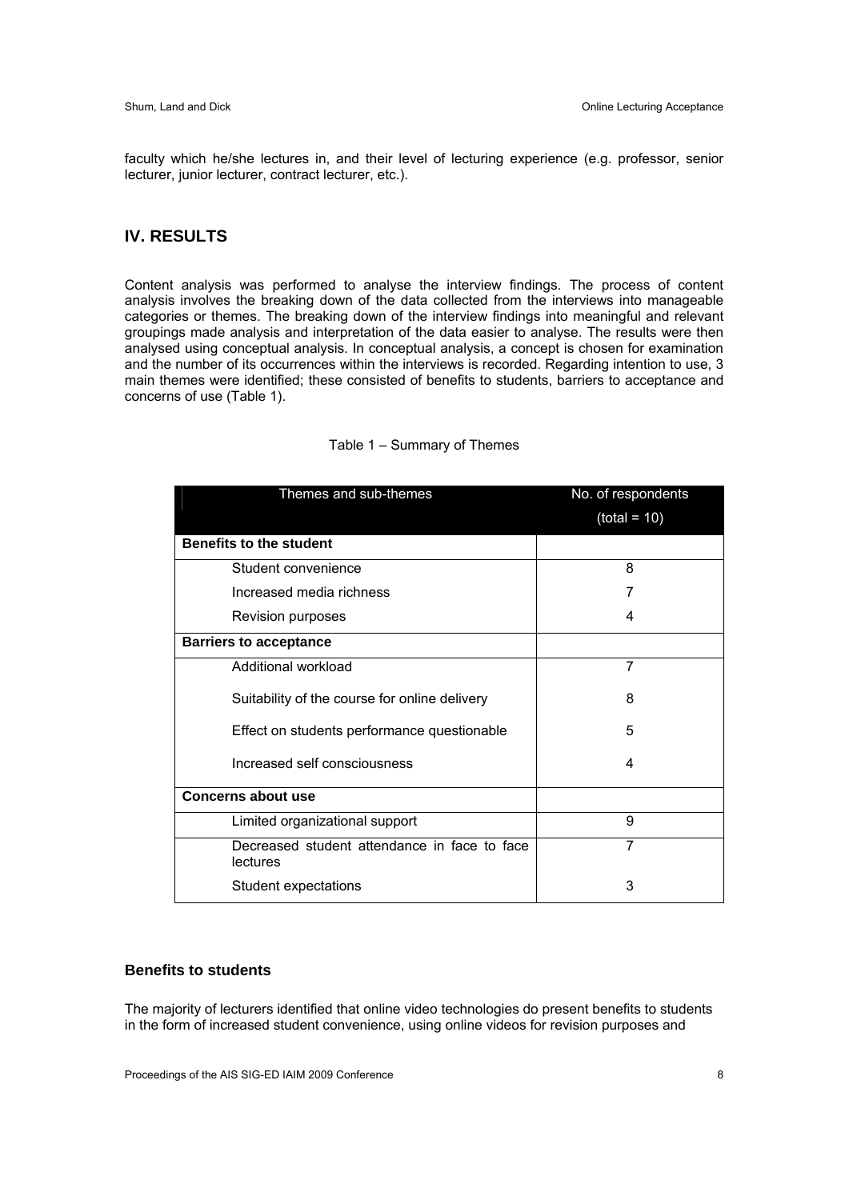faculty which he/she lectures in, and their level of lecturing experience (e.g. professor, senior lecturer, junior lecturer, contract lecturer, etc.).

## IV. RESULTS

Content analysis was performed to analyse the interview findings. The process of content analysis involves the breaking down of the data collected from the interviews into manageable categories or themes. The breaking down of the interview findings into meaningful and relevant groupings made analysis and interpretation of the data easier to analyse. The results were then analysed using conceptual analysis. In conceptual analysis, a concept is chosen for examination and the number of its occurrences within the interviews is recorded. Regarding intention to use, 3 main themes were identified; these consisted of benefits to students, barriers to acceptance and concerns of use (Table 1).

Table 1 – Summary of Themes

| Themes and sub-themes | No. of respondents (total = 10) |
|---|---|
| **Benefits to the student** | |
| Student convenience | 8 |
| Increased media richness | 7 |
| Revision purposes | 4 |
| **Barriers to acceptance** | |
| Additional workload | 7 |
| Suitability of the course for online delivery | 8 |
| Effect on students performance questionable | 5 |
| Increased self consciousness | 4 |
| **Concerns about use** | |
| Limited organizational support | 9 |
| Decreased student attendance in face to face lectures | 7 |
| Student expectations | 3 |

### Benefits to students

The majority of lecturers identified that online video technologies do present benefits to students in the form of increased student convenience, using online videos for revision purposes and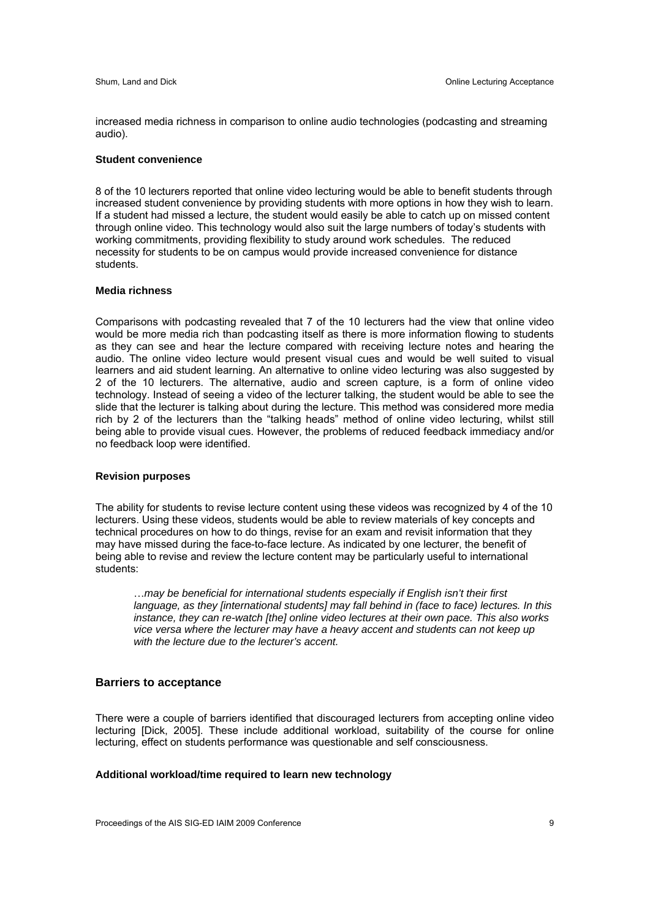increased media richness in comparison to online audio technologies (podcasting and streaming audio).

#### Student convenience

8 of the 10 lecturers reported that online video lecturing would be able to benefit students through increased student convenience by providing students with more options in how they wish to learn. If a student had missed a lecture, the student would easily be able to catch up on missed content through online video. This technology would also suit the large numbers of today's students with working commitments, providing flexibility to study around work schedules. The reduced necessity for students to be on campus would provide increased convenience for distance students.

#### Media richness

Comparisons with podcasting revealed that 7 of the 10 lecturers had the view that online video would be more media rich than podcasting itself as there is more information flowing to students as they can see and hear the lecture compared with receiving lecture notes and hearing the audio. The online video lecture would present visual cues and would be well suited to visual learners and aid student learning. An alternative to online video lecturing was also suggested by 2 of the 10 lecturers. The alternative, audio and screen capture, is a form of online video technology. Instead of seeing a video of the lecturer talking, the student would be able to see the slide that the lecturer is talking about during the lecture. This method was considered more media rich by 2 of the lecturers than the "talking heads" method of online video lecturing, whilst still being able to provide visual cues. However, the problems of reduced feedback immediacy and/or no feedback loop were identified.

#### Revision purposes

The ability for students to revise lecture content using these videos was recognized by 4 of the 10 lecturers. Using these videos, students would be able to review materials of key concepts and technical procedures on how to do things, revise for an exam and revisit information that they may have missed during the face-to-face lecture. As indicated by one lecturer, the benefit of being able to revise and review the lecture content may be particularly useful to international students:

> *…may be beneficial for international students especially if English isn't their first language, as they [international students] may fall behind in (face to face) lectures. In this instance, they can re-watch [the] online video lectures at their own pace. This also works vice versa where the lecturer may have a heavy accent and students can not keep up with the lecture due to the lecturer's accent.*

### Barriers to acceptance

There were a couple of barriers identified that discouraged lecturers from accepting online video lecturing [Dick, 2005]. These include additional workload, suitability of the course for online lecturing, effect on students performance was questionable and self consciousness.

#### Additional workload/time required to learn new technology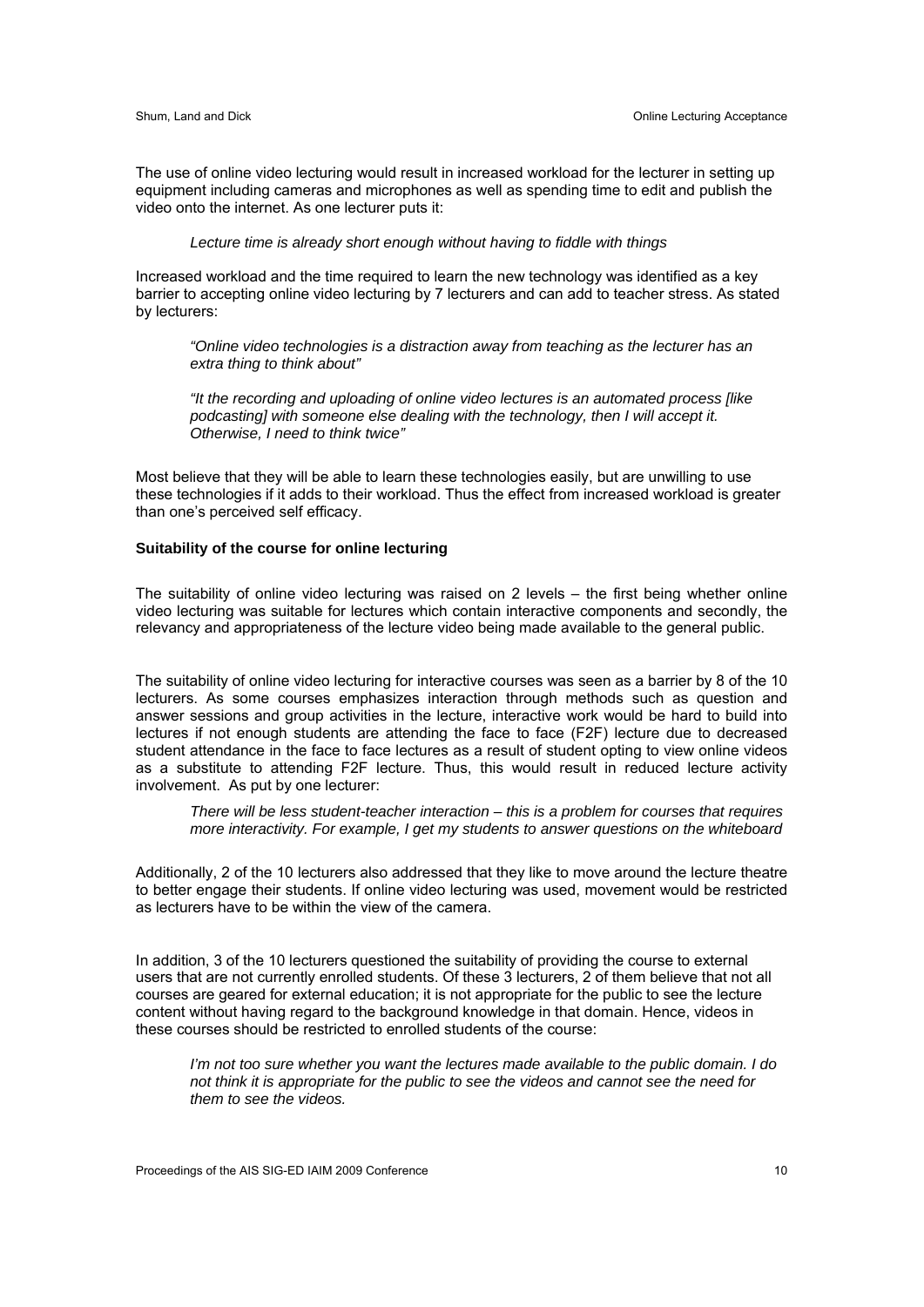The use of online video lecturing would result in increased workload for the lecturer in setting up equipment including cameras and microphones as well as spending time to edit and publish the video onto the internet. As one lecturer puts it:

> *Lecture time is already short enough without having to fiddle with things*

Increased workload and the time required to learn the new technology was identified as a key barrier to accepting online video lecturing by 7 lecturers and can add to teacher stress. As stated by lecturers:

> *"Online video technologies is a distraction away from teaching as the lecturer has an extra thing to think about"*
>
> *"It the recording and uploading of online video lectures is an automated process [like podcasting] with someone else dealing with the technology, then I will accept it. Otherwise, I need to think twice"*

Most believe that they will be able to learn these technologies easily, but are unwilling to use these technologies if it adds to their workload. Thus the effect from increased workload is greater than one's perceived self efficacy.

### Suitability of the course for online lecturing

The suitability of online video lecturing was raised on 2 levels – the first being whether online video lecturing was suitable for lectures which contain interactive components and secondly, the relevancy and appropriateness of the lecture video being made available to the general public.

The suitability of online video lecturing for interactive courses was seen as a barrier by 8 of the 10 lecturers. As some courses emphasizes interaction through methods such as question and answer sessions and group activities in the lecture, interactive work would be hard to build into lectures if not enough students are attending the face to face (F2F) lecture due to decreased student attendance in the face to face lectures as a result of student opting to view online videos as a substitute to attending F2F lecture. Thus, this would result in reduced lecture activity involvement. As put by one lecturer:

> *There will be less student-teacher interaction – this is a problem for courses that requires more interactivity. For example, I get my students to answer questions on the whiteboard*

Additionally, 2 of the 10 lecturers also addressed that they like to move around the lecture theatre to better engage their students. If online video lecturing was used, movement would be restricted as lecturers have to be within the view of the camera.

In addition, 3 of the 10 lecturers questioned the suitability of providing the course to external users that are not currently enrolled students. Of these 3 lecturers, 2 of them believe that not all courses are geared for external education; it is not appropriate for the public to see the lecture content without having regard to the background knowledge in that domain. Hence, videos in these courses should be restricted to enrolled students of the course:

> *I'm not too sure whether you want the lectures made available to the public domain. I do not think it is appropriate for the public to see the videos and cannot see the need for them to see the videos.*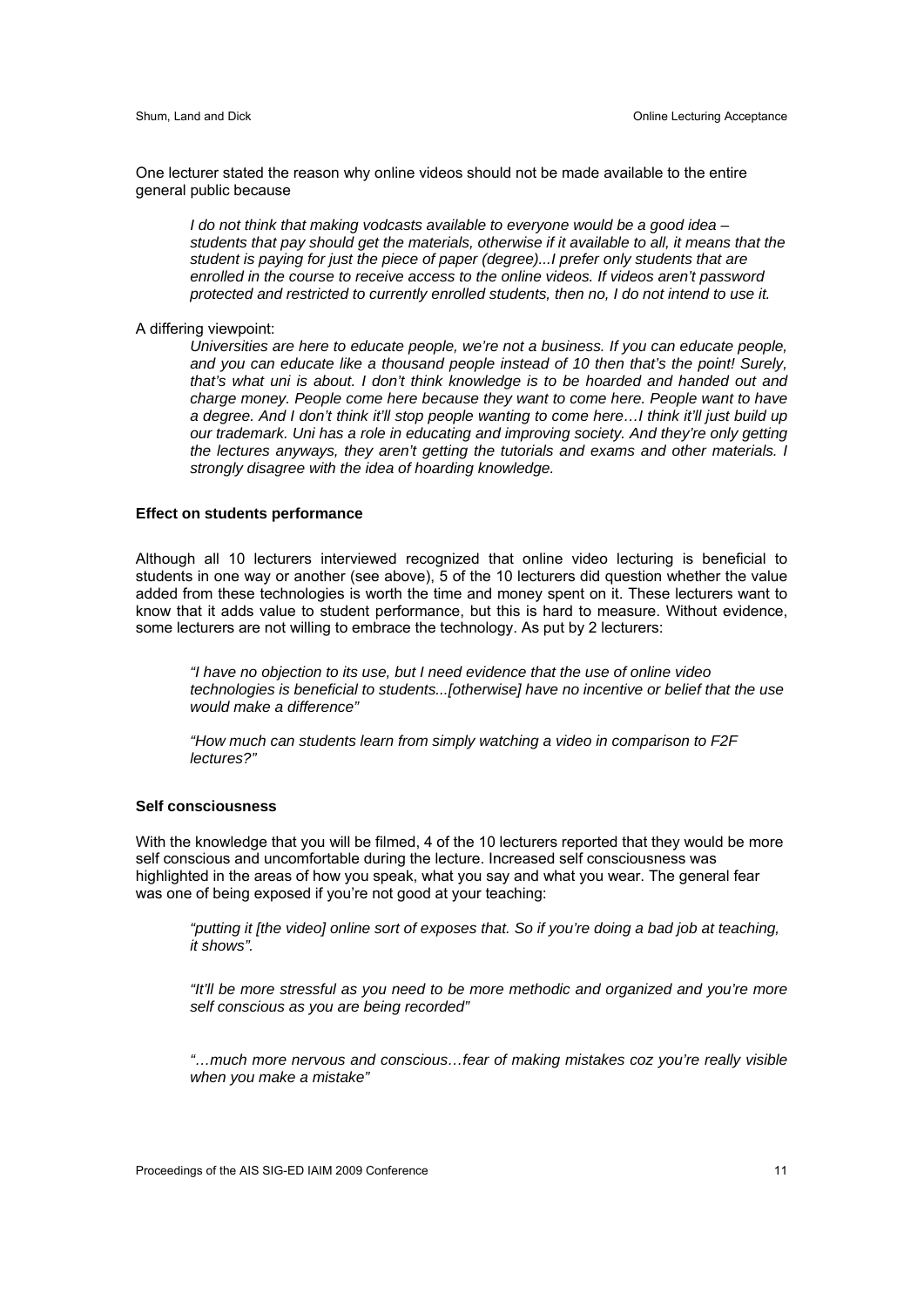One lecturer stated the reason why online videos should not be made available to the entire general public because

> *I do not think that making vodcasts available to everyone would be a good idea – students that pay should get the materials, otherwise if it available to all, it means that the student is paying for just the piece of paper (degree)...I prefer only students that are enrolled in the course to receive access to the online videos. If videos aren't password protected and restricted to currently enrolled students, then no, I do not intend to use it.*

A differing viewpoint:

> *Universities are here to educate people, we're not a business. If you can educate people, and you can educate like a thousand people instead of 10 then that's the point! Surely, that's what uni is about. I don't think knowledge is to be hoarded and handed out and charge money. People come here because they want to come here. People want to have a degree. And I don't think it'll stop people wanting to come here…I think it'll just build up our trademark. Uni has a role in educating and improving society. And they're only getting the lectures anyways, they aren't getting the tutorials and exams and other materials. I strongly disagree with the idea of hoarding knowledge.*

**Effect on students performance**

Although all 10 lecturers interviewed recognized that online video lecturing is beneficial to students in one way or another (see above), 5 of the 10 lecturers did question whether the value added from these technologies is worth the time and money spent on it. These lecturers want to know that it adds value to student performance, but this is hard to measure. Without evidence, some lecturers are not willing to embrace the technology. As put by 2 lecturers:

> *"I have no objection to its use, but I need evidence that the use of online video technologies is beneficial to students...[otherwise] have no incentive or belief that the use would make a difference"*

> *"How much can students learn from simply watching a video in comparison to F2F lectures?"*

**Self consciousness**

With the knowledge that you will be filmed, 4 of the 10 lecturers reported that they would be more self conscious and uncomfortable during the lecture. Increased self consciousness was highlighted in the areas of how you speak, what you say and what you wear. The general fear was one of being exposed if you're not good at your teaching:

> *"putting it [the video] online sort of exposes that. So if you're doing a bad job at teaching, it shows".*

> *"It'll be more stressful as you need to be more methodic and organized and you're more self conscious as you are being recorded"*

> *"…much more nervous and conscious…fear of making mistakes coz you're really visible when you make a mistake"*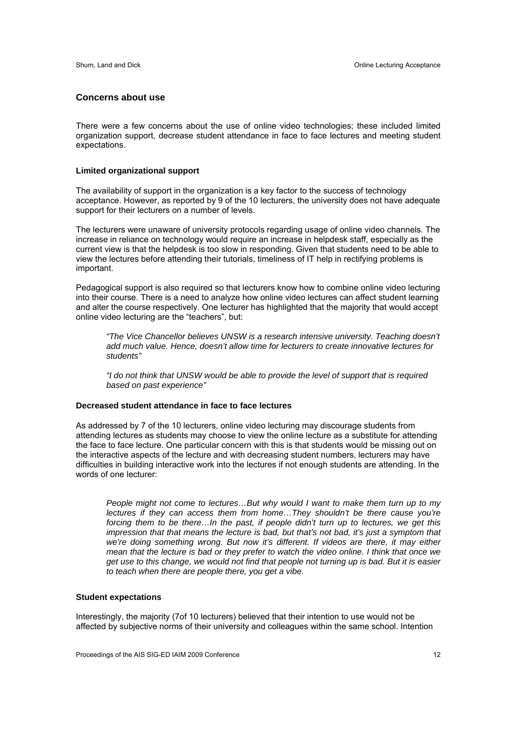## Concerns about use

There were a few concerns about the use of online video technologies; these included limited organization support, decrease student attendance in face to face lectures and meeting student expectations.

### Limited organizational support

The availability of support in the organization is a key factor to the success of technology acceptance. However, as reported by 9 of the 10 lecturers, the university does not have adequate support for their lecturers on a number of levels.

The lecturers were unaware of university protocols regarding usage of online video channels. The increase in reliance on technology would require an increase in helpdesk staff, especially as the current view is that the helpdesk is too slow in responding. Given that students need to be able to view the lectures before attending their tutorials, timeliness of IT help in rectifying problems is important.

Pedagogical support is also required so that lecturers know how to combine online video lecturing into their course. There is a need to analyze how online video lectures can affect student learning and alter the course respectively. One lecturer has highlighted that the majority that would accept online video lecturing are the "teachers", but:

> *"The Vice Chancellor believes UNSW is a research intensive university. Teaching doesn't add much value. Hence, doesn't allow time for lecturers to create innovative lectures for students"*

> *"I do not think that UNSW would be able to provide the level of support that is required based on past experience"*

### Decreased student attendance in face to face lectures

As addressed by 7 of the 10 lecturers, online video lecturing may discourage students from attending lectures as students may choose to view the online lecture as a substitute for attending the face to face lecture. One particular concern with this is that students would be missing out on the interactive aspects of the lecture and with decreasing student numbers, lecturers may have difficulties in building interactive work into the lectures if not enough students are attending. In the words of one lecturer:

> *People might not come to lectures…But why would I want to make them turn up to my lectures if they can access them from home…They shouldn't be there cause you're forcing them to be there…In the past, if people didn't turn up to lectures, we get this impression that that means the lecture is bad, but that's not bad, it's just a symptom that we're doing something wrong. But now it's different. If videos are there, it may either mean that the lecture is bad or they prefer to watch the video online. I think that once we get use to this change, we would not find that people not turning up is bad. But it is easier to teach when there are people there, you get a vibe.*

### Student expectations

Interestingly, the majority (7of 10 lecturers) believed that their intention to use would not be affected by subjective norms of their university and colleagues within the same school. Intention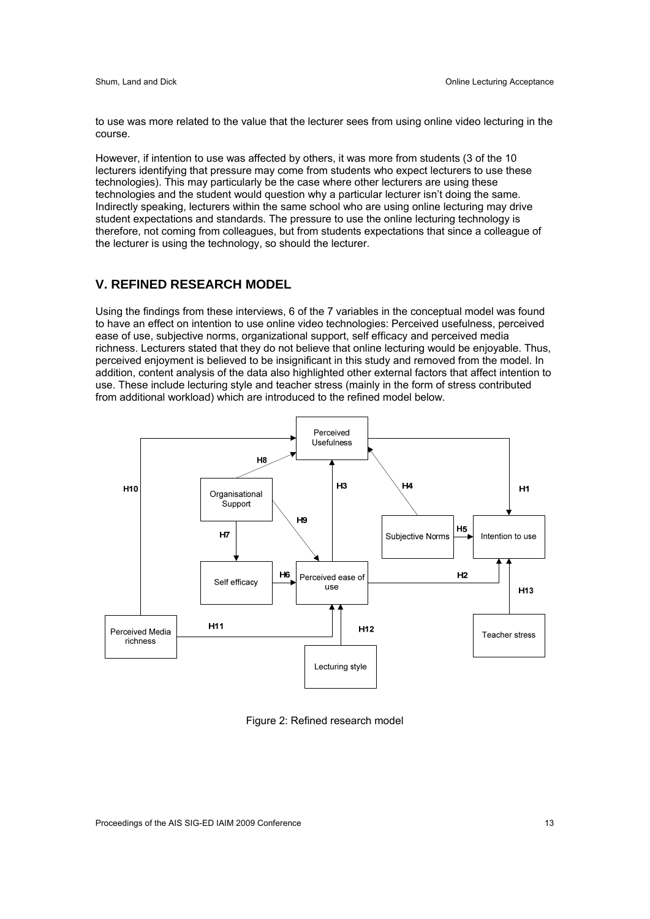to use was more related to the value that the lecturer sees from using online video lecturing in the course.

However, if intention to use was affected by others, it was more from students (3 of the 10 lecturers identifying that pressure may come from students who expect lecturers to use these technologies). This may particularly be the case where other lecturers are using these technologies and the student would question why a particular lecturer isn't doing the same. Indirectly speaking, lecturers within the same school who are using online lecturing may drive student expectations and standards. The pressure to use the online lecturing technology is therefore, not coming from colleagues, but from students expectations that since a colleague of the lecturer is using the technology, so should the lecturer.

## V. REFINED RESEARCH MODEL

Using the findings from these interviews, 6 of the 7 variables in the conceptual model was found to have an effect on intention to use online video technologies: Perceived usefulness, perceived ease of use, subjective norms, organizational support, self efficacy and perceived media richness. Lecturers stated that they do not believe that online lecturing would be enjoyable. Thus, perceived enjoyment is believed to be insignificant in this study and removed from the model. In addition, content analysis of the data also highlighted other external factors that affect intention to use. These include lecturing style and teacher stress (mainly in the form of stress contributed from additional workload) which are introduced to the refined model below.

Figure 2: Refined research model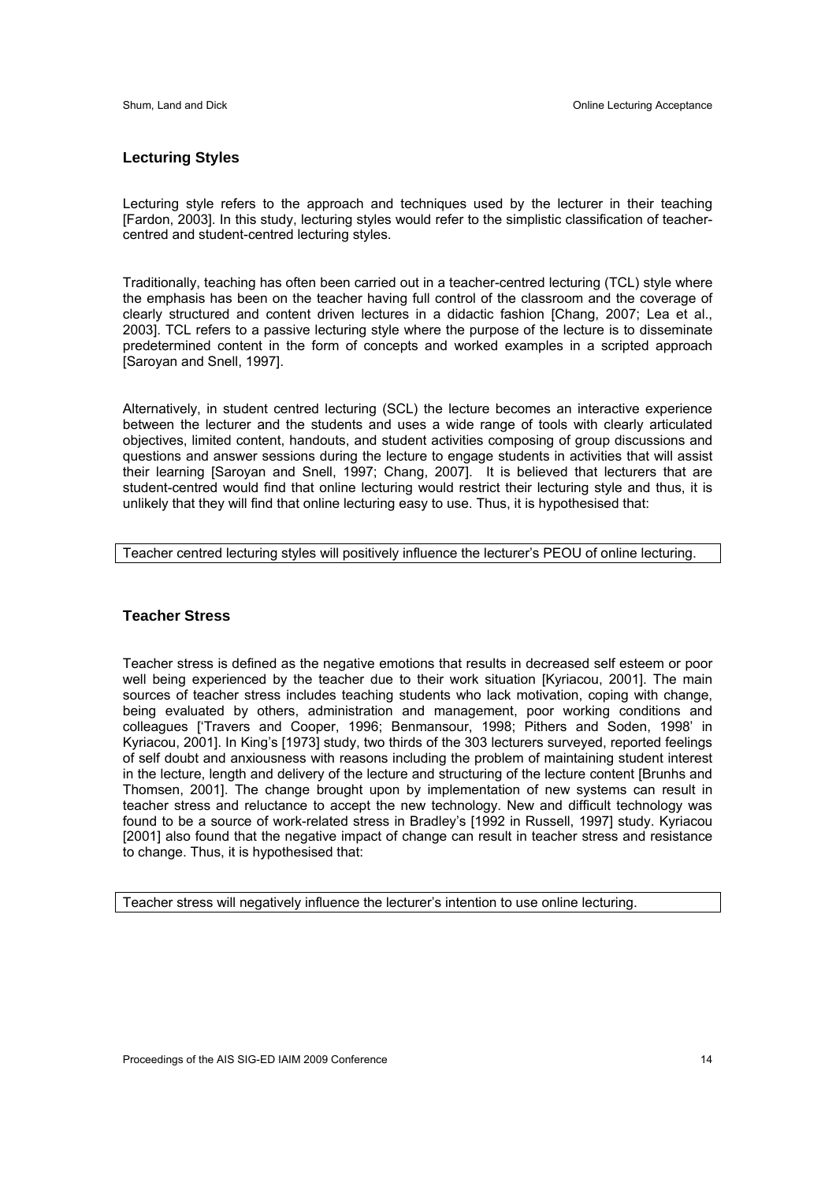## Lecturing Styles

Lecturing style refers to the approach and techniques used by the lecturer in their teaching [Fardon, 2003]. In this study, lecturing styles would refer to the simplistic classification of teacher-centred and student-centred lecturing styles.

Traditionally, teaching has often been carried out in a teacher-centred lecturing (TCL) style where the emphasis has been on the teacher having full control of the classroom and the coverage of clearly structured and content driven lectures in a didactic fashion [Chang, 2007; Lea et al., 2003]. TCL refers to a passive lecturing style where the purpose of the lecture is to disseminate predetermined content in the form of concepts and worked examples in a scripted approach [Saroyan and Snell, 1997].

Alternatively, in student centred lecturing (SCL) the lecture becomes an interactive experience between the lecturer and the students and uses a wide range of tools with clearly articulated objectives, limited content, handouts, and student activities composing of group discussions and questions and answer sessions during the lecture to engage students in activities that will assist their learning [Saroyan and Snell, 1997; Chang, 2007]. It is believed that lecturers that are student-centred would find that online lecturing would restrict their lecturing style and thus, it is unlikely that they will find that online lecturing easy to use. Thus, it is hypothesised that:

| Teacher centred lecturing styles will positively influence the lecturer's PEOU of online lecturing. |
|---|

## Teacher Stress

Teacher stress is defined as the negative emotions that results in decreased self esteem or poor well being experienced by the teacher due to their work situation [Kyriacou, 2001]. The main sources of teacher stress includes teaching students who lack motivation, coping with change, being evaluated by others, administration and management, poor working conditions and colleagues ['Travers and Cooper, 1996; Benmansour, 1998; Pithers and Soden, 1998' in Kyriacou, 2001]. In King's [1973] study, two thirds of the 303 lecturers surveyed, reported feelings of self doubt and anxiousness with reasons including the problem of maintaining student interest in the lecture, length and delivery of the lecture and structuring of the lecture content [Brunhs and Thomsen, 2001]. The change brought upon by implementation of new systems can result in teacher stress and reluctance to accept the new technology. New and difficult technology was found to be a source of work-related stress in Bradley's [1992 in Russell, 1997] study. Kyriacou [2001] also found that the negative impact of change can result in teacher stress and resistance to change. Thus, it is hypothesised that:

| Teacher stress will negatively influence the lecturer's intention to use online lecturing. |
|---|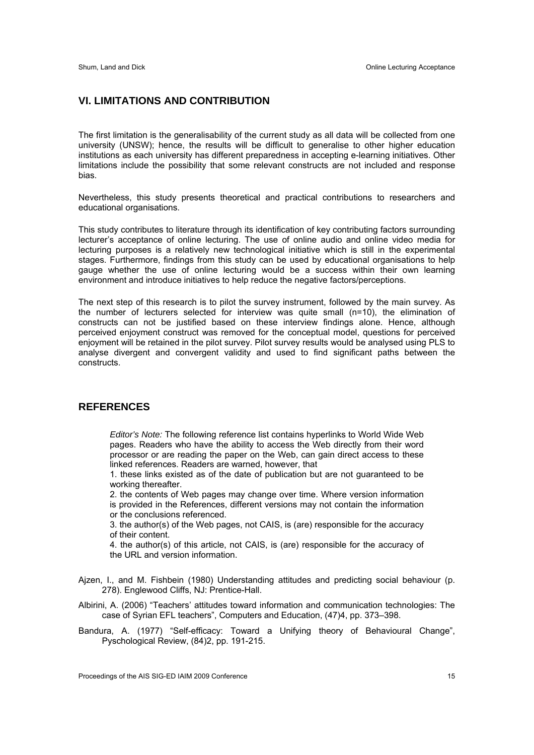## VI. LIMITATIONS AND CONTRIBUTION

The first limitation is the generalisability of the current study as all data will be collected from one university (UNSW); hence, the results will be difficult to generalise to other higher education institutions as each university has different preparedness in accepting e-learning initiatives. Other limitations include the possibility that some relevant constructs are not included and response bias.

Nevertheless, this study presents theoretical and practical contributions to researchers and educational organisations.

This study contributes to literature through its identification of key contributing factors surrounding lecturer's acceptance of online lecturing. The use of online audio and online video media for lecturing purposes is a relatively new technological initiative which is still in the experimental stages. Furthermore, findings from this study can be used by educational organisations to help gauge whether the use of online lecturing would be a success within their own learning environment and introduce initiatives to help reduce the negative factors/perceptions.

The next step of this research is to pilot the survey instrument, followed by the main survey. As the number of lecturers selected for interview was quite small (n=10), the elimination of constructs can not be justified based on these interview findings alone. Hence, although perceived enjoyment construct was removed for the conceptual model, questions for perceived enjoyment will be retained in the pilot survey. Pilot survey results would be analysed using PLS to analyse divergent and convergent validity and used to find significant paths between the constructs.

## REFERENCES

> *Editor's Note:* The following reference list contains hyperlinks to World Wide Web pages. Readers who have the ability to access the Web directly from their word processor or are reading the paper on the Web, can gain direct access to these linked references. Readers are warned, however, that
>
> 1. these links existed as of the date of publication but are not guaranteed to be working thereafter.
>
> 2. the contents of Web pages may change over time. Where version information is provided in the References, different versions may not contain the information or the conclusions referenced.
>
> 3. the author(s) of the Web pages, not CAIS, is (are) responsible for the accuracy of their content.
>
> 4. the author(s) of this article, not CAIS, is (are) responsible for the accuracy of the URL and version information.

Ajzen, I., and M. Fishbein (1980) Understanding attitudes and predicting social behaviour (p. 278). Englewood Cliffs, NJ: Prentice-Hall.

Albirini, A. (2006) "Teachers' attitudes toward information and communication technologies: The case of Syrian EFL teachers", Computers and Education, (47)4, pp. 373–398.

Bandura, A. (1977) "Self-efficacy: Toward a Unifying theory of Behavioural Change", Pyschological Review, (84)2, pp. 191-215.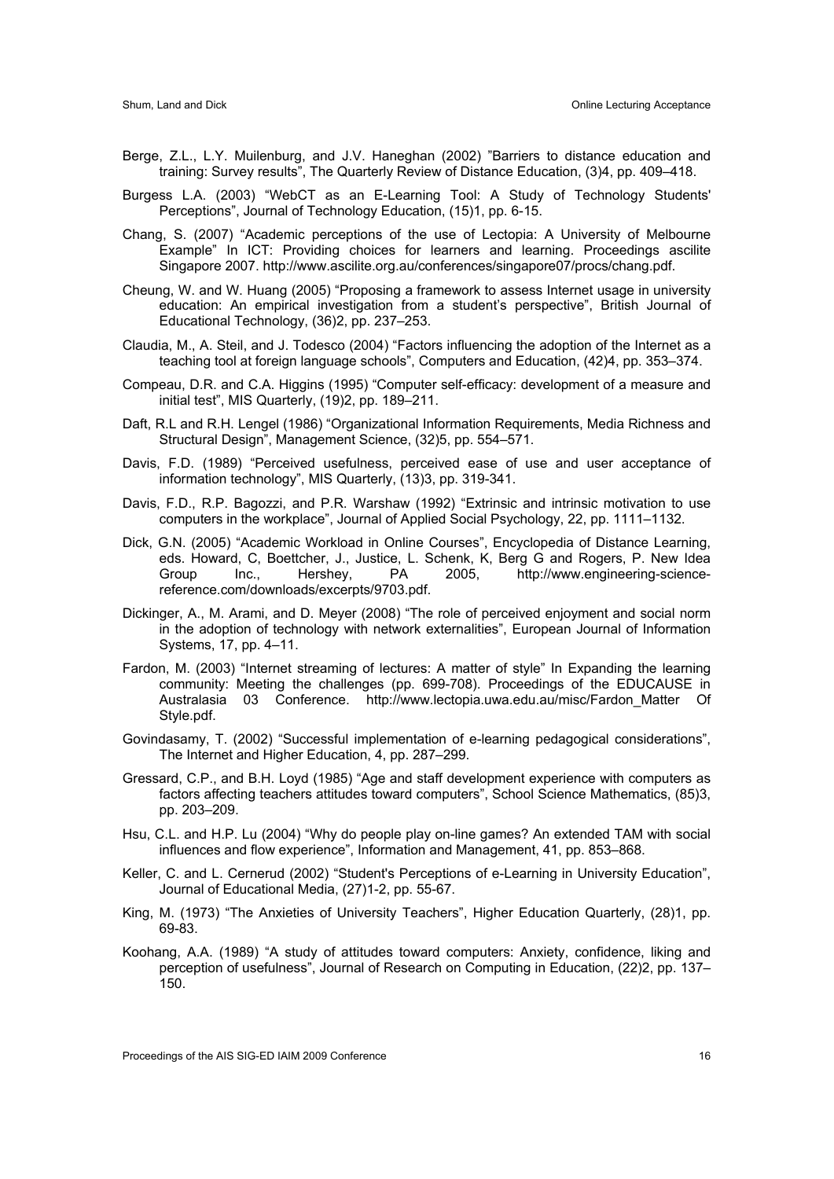Berge, Z.L., L.Y. Muilenburg, and J.V. Haneghan (2002) "Barriers to distance education and training: Survey results", The Quarterly Review of Distance Education, (3)4, pp. 409–418.

Burgess L.A. (2003) "WebCT as an E-Learning Tool: A Study of Technology Students' Perceptions", Journal of Technology Education, (15)1, pp. 6-15.

Chang, S. (2007) "Academic perceptions of the use of Lectopia: A University of Melbourne Example" In ICT: Providing choices for learners and learning. Proceedings ascilite Singapore 2007. http://www.ascilite.org.au/conferences/singapore07/procs/chang.pdf.

Cheung, W. and W. Huang (2005) "Proposing a framework to assess Internet usage in university education: An empirical investigation from a student's perspective", British Journal of Educational Technology, (36)2, pp. 237–253.

Claudia, M., A. Steil, and J. Todesco (2004) "Factors influencing the adoption of the Internet as a teaching tool at foreign language schools", Computers and Education, (42)4, pp. 353–374.

Compeau, D.R. and C.A. Higgins (1995) "Computer self-efficacy: development of a measure and initial test", MIS Quarterly, (19)2, pp. 189–211.

Daft, R.L and R.H. Lengel (1986) "Organizational Information Requirements, Media Richness and Structural Design", Management Science, (32)5, pp. 554–571.

Davis, F.D. (1989) "Perceived usefulness, perceived ease of use and user acceptance of information technology", MIS Quarterly, (13)3, pp. 319-341.

Davis, F.D., R.P. Bagozzi, and P.R. Warshaw (1992) "Extrinsic and intrinsic motivation to use computers in the workplace", Journal of Applied Social Psychology, 22, pp. 1111–1132.

Dick, G.N. (2005) "Academic Workload in Online Courses", Encyclopedia of Distance Learning, eds. Howard, C, Boettcher, J., Justice, L. Schenk, K, Berg G and Rogers, P. New Idea Group Inc., Hershey, PA 2005, http://www.engineering-science-reference.com/downloads/excerpts/9703.pdf.

Dickinger, A., M. Arami, and D. Meyer (2008) "The role of perceived enjoyment and social norm in the adoption of technology with network externalities", European Journal of Information Systems, 17, pp. 4–11.

Fardon, M. (2003) "Internet streaming of lectures: A matter of style" In Expanding the learning community: Meeting the challenges (pp. 699-708). Proceedings of the EDUCAUSE in Australasia 03 Conference. http://www.lectopia.uwa.edu.au/misc/Fardon_Matter Of Style.pdf.

Govindasamy, T. (2002) "Successful implementation of e-learning pedagogical considerations", The Internet and Higher Education, 4, pp. 287–299.

Gressard, C.P., and B.H. Loyd (1985) "Age and staff development experience with computers as factors affecting teachers attitudes toward computers", School Science Mathematics, (85)3, pp. 203–209.

Hsu, C.L. and H.P. Lu (2004) "Why do people play on-line games? An extended TAM with social influences and flow experience", Information and Management, 41, pp. 853–868.

Keller, C. and L. Cernerud (2002) "Student's Perceptions of e-Learning in University Education", Journal of Educational Media, (27)1-2, pp. 55-67.

King, M. (1973) "The Anxieties of University Teachers", Higher Education Quarterly, (28)1, pp. 69-83.

Koohang, A.A. (1989) "A study of attitudes toward computers: Anxiety, confidence, liking and perception of usefulness", Journal of Research on Computing in Education, (22)2, pp. 137–150.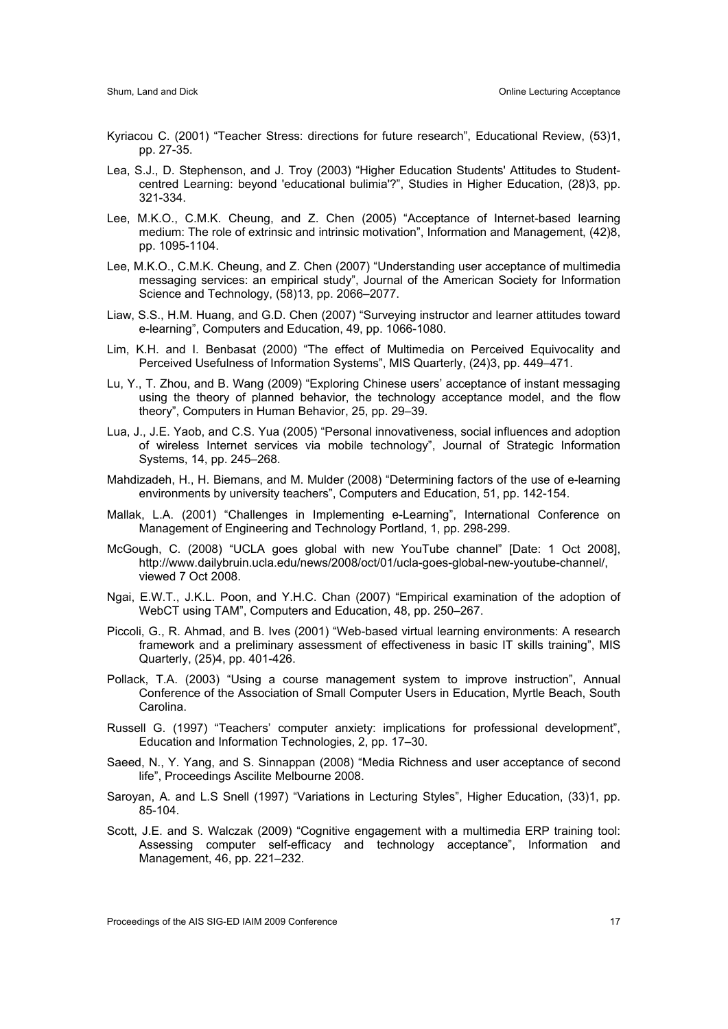Kyriacou C. (2001) "Teacher Stress: directions for future research", Educational Review, (53)1, pp. 27-35.

Lea, S.J., D. Stephenson, and J. Troy (2003) "Higher Education Students' Attitudes to Student-centred Learning: beyond 'educational bulimia'?", Studies in Higher Education, (28)3, pp. 321-334.

Lee, M.K.O., C.M.K. Cheung, and Z. Chen (2005) "Acceptance of Internet-based learning medium: The role of extrinsic and intrinsic motivation", Information and Management, (42)8, pp. 1095-1104.

Lee, M.K.O., C.M.K. Cheung, and Z. Chen (2007) "Understanding user acceptance of multimedia messaging services: an empirical study", Journal of the American Society for Information Science and Technology, (58)13, pp. 2066–2077.

Liaw, S.S., H.M. Huang, and G.D. Chen (2007) "Surveying instructor and learner attitudes toward e-learning", Computers and Education, 49, pp. 1066-1080.

Lim, K.H. and I. Benbasat (2000) "The effect of Multimedia on Perceived Equivocality and Perceived Usefulness of Information Systems", MIS Quarterly, (24)3, pp. 449–471.

Lu, Y., T. Zhou, and B. Wang (2009) "Exploring Chinese users' acceptance of instant messaging using the theory of planned behavior, the technology acceptance model, and the flow theory", Computers in Human Behavior, 25, pp. 29–39.

Lua, J., J.E. Yaob, and C.S. Yua (2005) "Personal innovativeness, social influences and adoption of wireless Internet services via mobile technology", Journal of Strategic Information Systems, 14, pp. 245–268.

Mahdizadeh, H., H. Biemans, and M. Mulder (2008) "Determining factors of the use of e-learning environments by university teachers", Computers and Education, 51, pp. 142-154.

Mallak, L.A. (2001) "Challenges in Implementing e-Learning", International Conference on Management of Engineering and Technology Portland, 1, pp. 298-299.

McGough, C. (2008) "UCLA goes global with new YouTube channel" [Date: 1 Oct 2008], http://www.dailybruin.ucla.edu/news/2008/oct/01/ucla-goes-global-new-youtube-channel/, viewed 7 Oct 2008.

Ngai, E.W.T., J.K.L. Poon, and Y.H.C. Chan (2007) "Empirical examination of the adoption of WebCT using TAM", Computers and Education, 48, pp. 250–267.

Piccoli, G., R. Ahmad, and B. Ives (2001) "Web-based virtual learning environments: A research framework and a preliminary assessment of effectiveness in basic IT skills training", MIS Quarterly, (25)4, pp. 401-426.

Pollack, T.A. (2003) "Using a course management system to improve instruction", Annual Conference of the Association of Small Computer Users in Education, Myrtle Beach, South Carolina.

Russell G. (1997) "Teachers' computer anxiety: implications for professional development", Education and Information Technologies, 2, pp. 17–30.

Saeed, N., Y. Yang, and S. Sinnappan (2008) "Media Richness and user acceptance of second life", Proceedings Ascilite Melbourne 2008.

Saroyan, A. and L.S Snell (1997) "Variations in Lecturing Styles", Higher Education, (33)1, pp. 85-104.

Scott, J.E. and S. Walczak (2009) "Cognitive engagement with a multimedia ERP training tool: Assessing computer self-efficacy and technology acceptance", Information and Management, 46, pp. 221–232.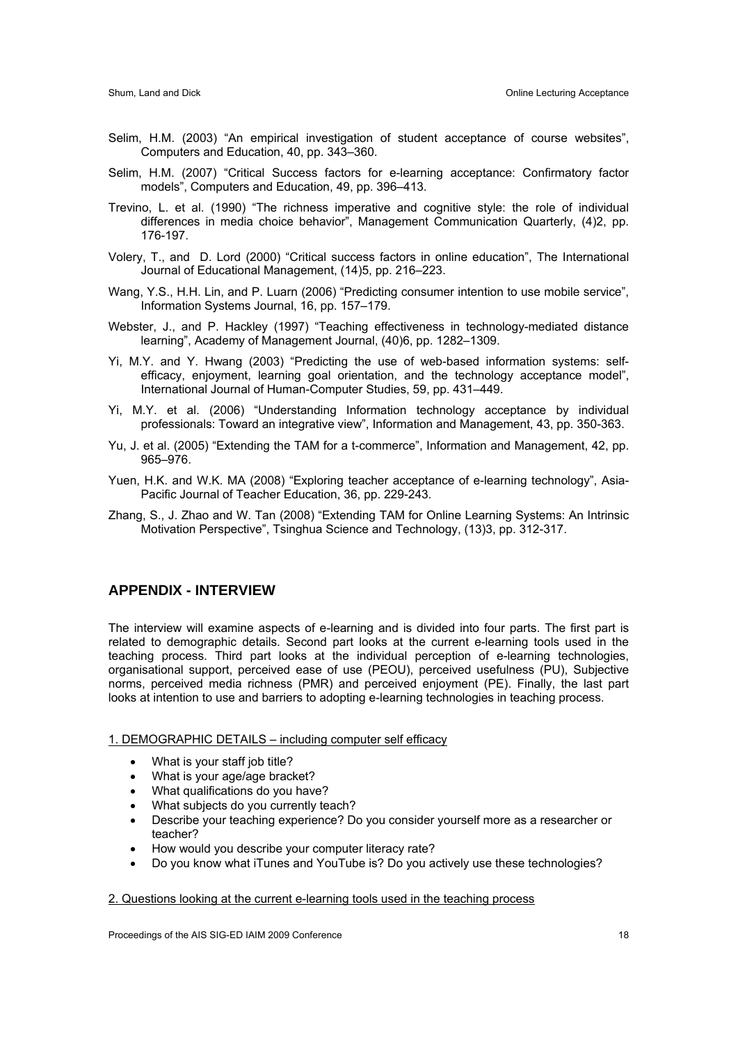Selim, H.M. (2003) "An empirical investigation of student acceptance of course websites", Computers and Education, 40, pp. 343–360.

Selim, H.M. (2007) "Critical Success factors for e-learning acceptance: Confirmatory factor models", Computers and Education, 49, pp. 396–413.

Trevino, L. et al. (1990) "The richness imperative and cognitive style: the role of individual differences in media choice behavior", Management Communication Quarterly, (4)2, pp. 176-197.

Volery, T., and D. Lord (2000) "Critical success factors in online education", The International Journal of Educational Management, (14)5, pp. 216–223.

Wang, Y.S., H.H. Lin, and P. Luarn (2006) "Predicting consumer intention to use mobile service", Information Systems Journal, 16, pp. 157–179.

Webster, J., and P. Hackley (1997) "Teaching effectiveness in technology-mediated distance learning", Academy of Management Journal, (40)6, pp. 1282–1309.

Yi, M.Y. and Y. Hwang (2003) "Predicting the use of web-based information systems: self-efficacy, enjoyment, learning goal orientation, and the technology acceptance model", International Journal of Human-Computer Studies, 59, pp. 431–449.

Yi, M.Y. et al. (2006) "Understanding Information technology acceptance by individual professionals: Toward an integrative view", Information and Management, 43, pp. 350-363.

Yu, J. et al. (2005) "Extending the TAM for a t-commerce", Information and Management, 42, pp. 965–976.

Yuen, H.K. and W.K. MA (2008) "Exploring teacher acceptance of e-learning technology", Asia-Pacific Journal of Teacher Education, 36, pp. 229-243.

Zhang, S., J. Zhao and W. Tan (2008) "Extending TAM for Online Learning Systems: An Intrinsic Motivation Perspective", Tsinghua Science and Technology, (13)3, pp. 312-317.

## APPENDIX - INTERVIEW

The interview will examine aspects of e-learning and is divided into four parts. The first part is related to demographic details. Second part looks at the current e-learning tools used in the teaching process. Third part looks at the individual perception of e-learning technologies, organisational support, perceived ease of use (PEOU), perceived usefulness (PU), Subjective norms, perceived media richness (PMR) and perceived enjoyment (PE). Finally, the last part looks at intention to use and barriers to adopting e-learning technologies in teaching process.

1. DEMOGRAPHIC DETAILS – including computer self efficacy

- What is your staff job title?
- What is your age/age bracket?
- What qualifications do you have?
- What subjects do you currently teach?
- Describe your teaching experience? Do you consider yourself more as a researcher or teacher?
- How would you describe your computer literacy rate?
- Do you know what iTunes and YouTube is? Do you actively use these technologies?

2. Questions looking at the current e-learning tools used in the teaching process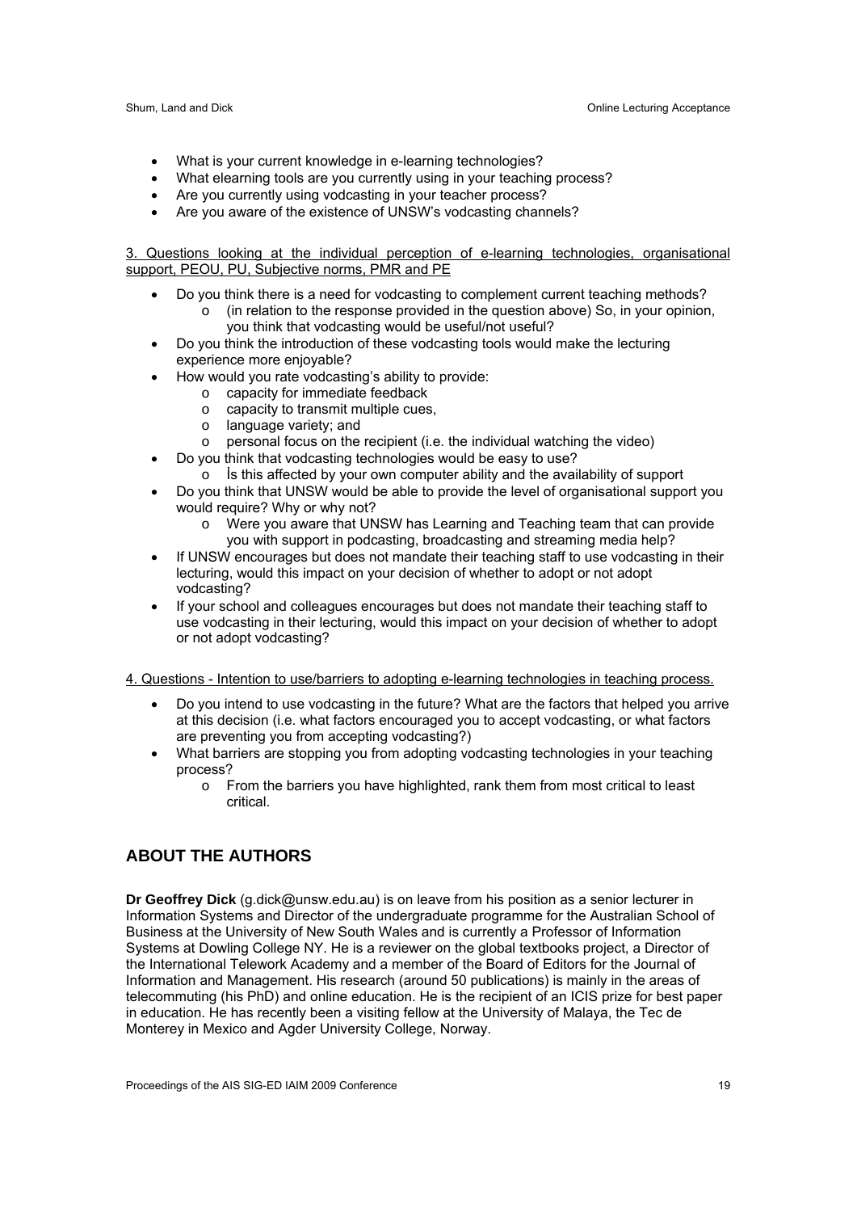- What is your current knowledge in e-learning technologies?
- What elearning tools are you currently using in your teaching process?
- Are you currently using vodcasting in your teacher process?
- Are you aware of the existence of UNSW's vodcasting channels?

3. Questions looking at the individual perception of e-learning technologies, organisational support, PEOU, PU, Subjective norms, PMR and PE

- Do you think there is a need for vodcasting to complement current teaching methods?
  - (in relation to the response provided in the question above) So, in your opinion, you think that vodcasting would be useful/not useful?
- Do you think the introduction of these vodcasting tools would make the lecturing experience more enjoyable?
- How would you rate vodcasting's ability to provide:
  - capacity for immediate feedback
  - capacity to transmit multiple cues,
  - language variety; and
  - personal focus on the recipient (i.e. the individual watching the video)
- Do you think that vodcasting technologies would be easy to use?
  - İs this affected by your own computer ability and the availability of support
- Do you think that UNSW would be able to provide the level of organisational support you would require? Why or why not?
  - Were you aware that UNSW has Learning and Teaching team that can provide you with support in podcasting, broadcasting and streaming media help?
- If UNSW encourages but does not mandate their teaching staff to use vodcasting in their lecturing, would this impact on your decision of whether to adopt or not adopt vodcasting?
- If your school and colleagues encourages but does not mandate their teaching staff to use vodcasting in their lecturing, would this impact on your decision of whether to adopt or not adopt vodcasting?

4. Questions - Intention to use/barriers to adopting e-learning technologies in teaching process.

- Do you intend to use vodcasting in the future? What are the factors that helped you arrive at this decision (i.e. what factors encouraged you to accept vodcasting, or what factors are preventing you from accepting vodcasting?)
- What barriers are stopping you from adopting vodcasting technologies in your teaching process?
  - From the barriers you have highlighted, rank them from most critical to least critical.

## ABOUT THE AUTHORS

**Dr Geoffrey Dick** (g.dick@unsw.edu.au) is on leave from his position as a senior lecturer in Information Systems and Director of the undergraduate programme for the Australian School of Business at the University of New South Wales and is currently a Professor of Information Systems at Dowling College NY. He is a reviewer on the global textbooks project, a Director of the International Telework Academy and a member of the Board of Editors for the Journal of Information and Management. His research (around 50 publications) is mainly in the areas of telecommuting (his PhD) and online education. He is the recipient of an ICIS prize for best paper in education. He has recently been a visiting fellow at the University of Malaya, the Tec de Monterey in Mexico and Agder University College, Norway.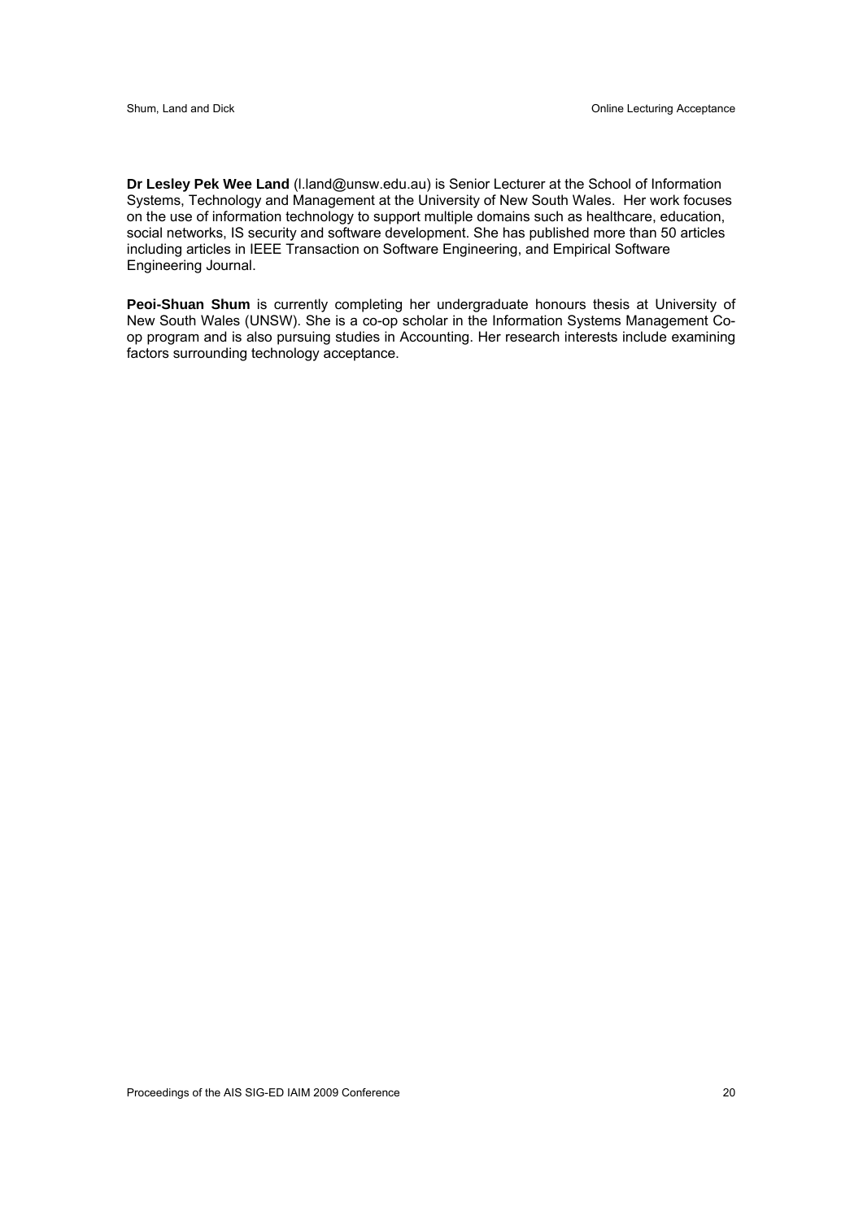**Dr Lesley Pek Wee Land** (l.land@unsw.edu.au) is Senior Lecturer at the School of Information Systems, Technology and Management at the University of New South Wales. Her work focuses on the use of information technology to support multiple domains such as healthcare, education, social networks, IS security and software development. She has published more than 50 articles including articles in IEEE Transaction on Software Engineering, and Empirical Software Engineering Journal.

**Peoi-Shuan Shum** is currently completing her undergraduate honours thesis at University of New South Wales (UNSW). She is a co-op scholar in the Information Systems Management Co-op program and is also pursuing studies in Accounting. Her research interests include examining factors surrounding technology acceptance.